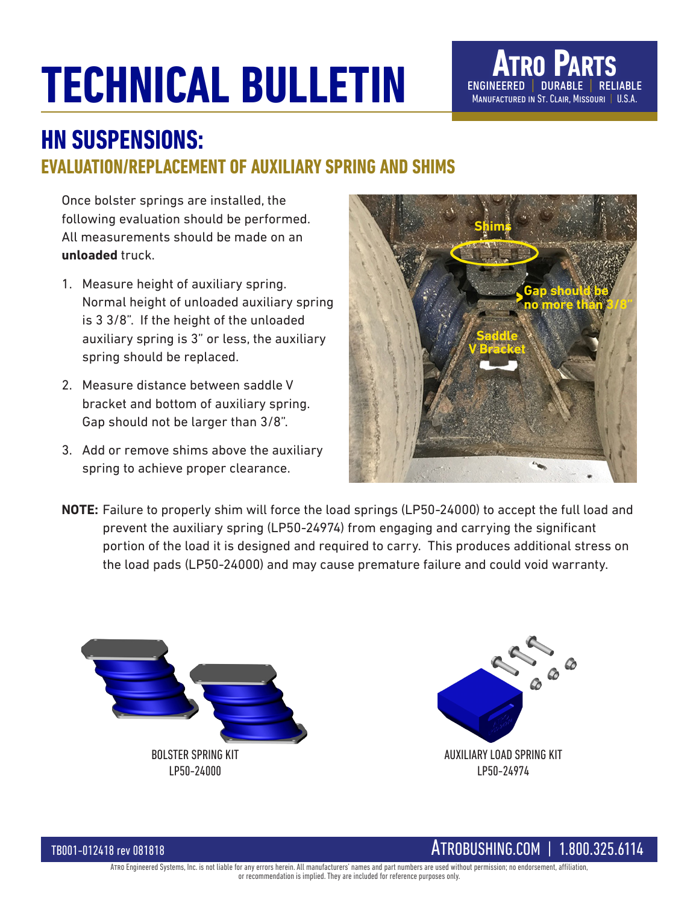# TECHNICAL BULLETIN

**ATRO PARTS**
ENGINEERED | DURABLE | RELIABLE
MANUFACTURED IN ST. CLAIR, MISSOURI | U.S.A.

## HN SUSPENSIONS:

### EVALUATION/REPLACEMENT OF AUXILIARY SPRING AND SHIMS

Once bolster springs are installed, the following evaluation should be performed. All measurements should be made on an **unloaded** truck.

1. Measure height of auxiliary spring. Normal height of unloaded auxiliary spring is 3 3/8". If the height of the unloaded auxiliary spring is 3" or less, the auxiliary spring should be replaced.
2. Measure distance between saddle V bracket and bottom of auxiliary spring. Gap should not be larger than 3/8".
3. Add or remove shims above the auxiliary spring to achieve proper clearance.

Shims

Gap should be no more than 3/8"

Saddle V Bracket

**NOTE:** Failure to properly shim will force the load springs (LP50-24000) to accept the full load and prevent the auxiliary spring (LP50-24974) from engaging and carrying the significant portion of the load it is designed and required to carry. This produces additional stress on the load pads (LP50-24000) and may cause premature failure and could void warranty.

BOLSTER SPRING KIT
LP50-24000

AUXILIARY LOAD SPRING KIT
LP50-24974

TB001-012418 rev 081818

ATROBUSHING.COM | 1.800.325.6114

ATRO Engineered Systems, Inc. is not liable for any errors herein. All manufacturers' names and part numbers are used without permission; no endorsement, affiliation, or recommendation is implied. They are included for reference purposes only.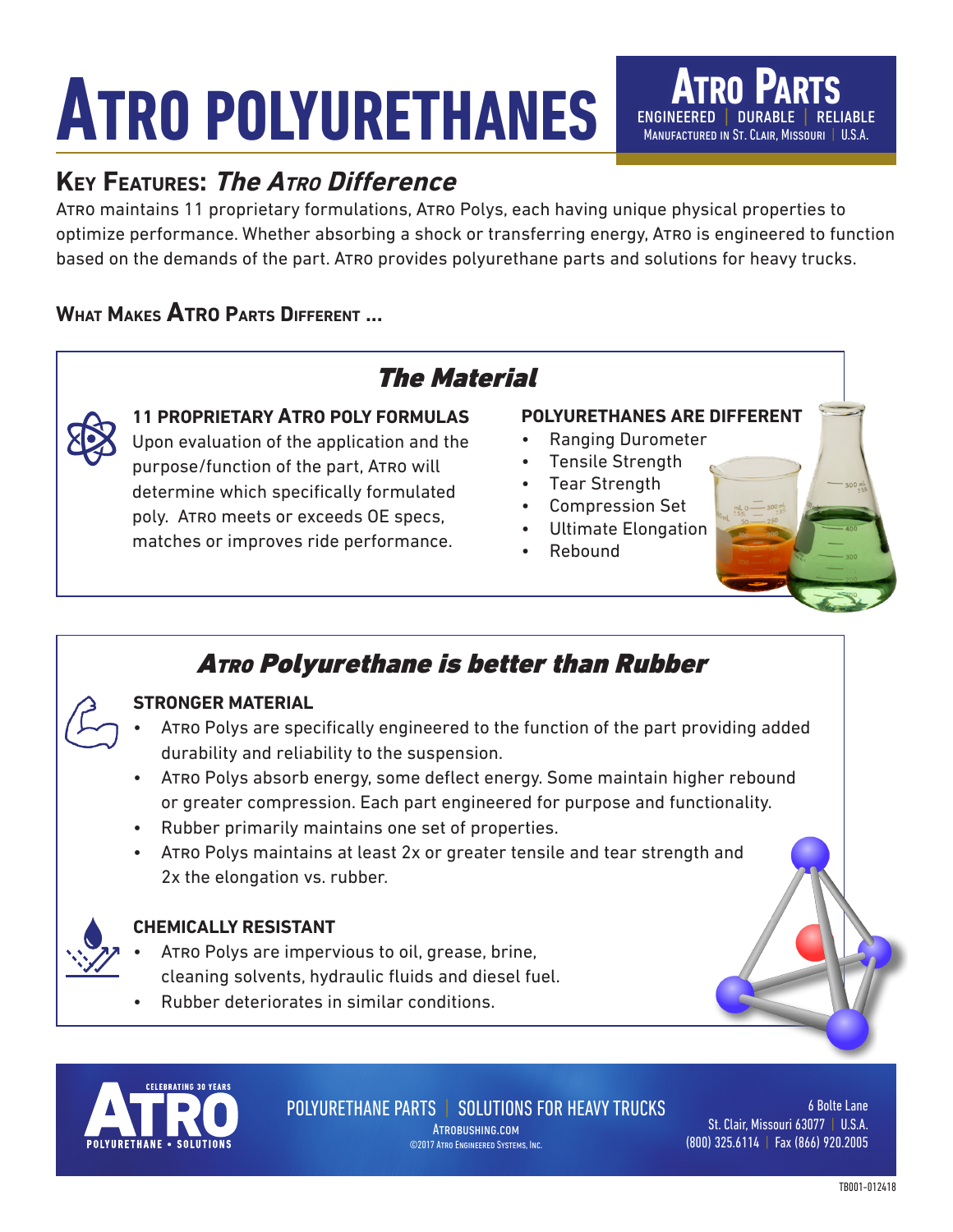# Atro Polyurethanes

**Atro Parts**
ENGINEERED | DURABLE | RELIABLE
Manufactured in St. Clair, Missouri | U.S.A.

## Key Features: *The Atro Difference*

Atro maintains 11 proprietary formulations, Atro Polys, each having unique physical properties to optimize performance. Whether absorbing a shock or transferring energy, Atro is engineered to function based on the demands of the part. Atro provides polyurethane parts and solutions for heavy trucks.

### What Makes Atro Parts Different ...

## *The Material*

**11 PROPRIETARY ATRO POLY FORMULAS**

Upon evaluation of the application and the purpose/function of the part, Atro will determine which specifically formulated poly. Atro meets or exceeds OE specs, matches or improves ride performance.

**POLYURETHANES ARE DIFFERENT**

- Ranging Durometer
- Tensile Strength
- Tear Strength
- Compression Set
- Ultimate Elongation
- Rebound

## *Atro Polyurethane is better than Rubber*

**STRONGER MATERIAL**

- Atro Polys are specifically engineered to the function of the part providing added durability and reliability to the suspension.
- Atro Polys absorb energy, some deflect energy. Some maintain higher rebound or greater compression. Each part engineered for purpose and functionality.
- Rubber primarily maintains one set of properties.
- Atro Polys maintains at least 2x or greater tensile and tear strength and 2x the elongation vs. rubber.

**CHEMICALLY RESISTANT**

- Atro Polys are impervious to oil, grease, brine, cleaning solvents, hydraulic fluids and diesel fuel.
- Rubber deteriorates in similar conditions.

CELEBRATING 30 YEARS
ATRO
POLYURETHANE • SOLUTIONS

POLYURETHANE PARTS | SOLUTIONS FOR HEAVY TRUCKS
Atrobushing.com
©2017 Atro Engineered Systems, Inc.

6 Bolte Lane
St. Clair, Missouri 63077 | U.S.A.
(800) 325.6114 | Fax (866) 920.2005

TB001-012418